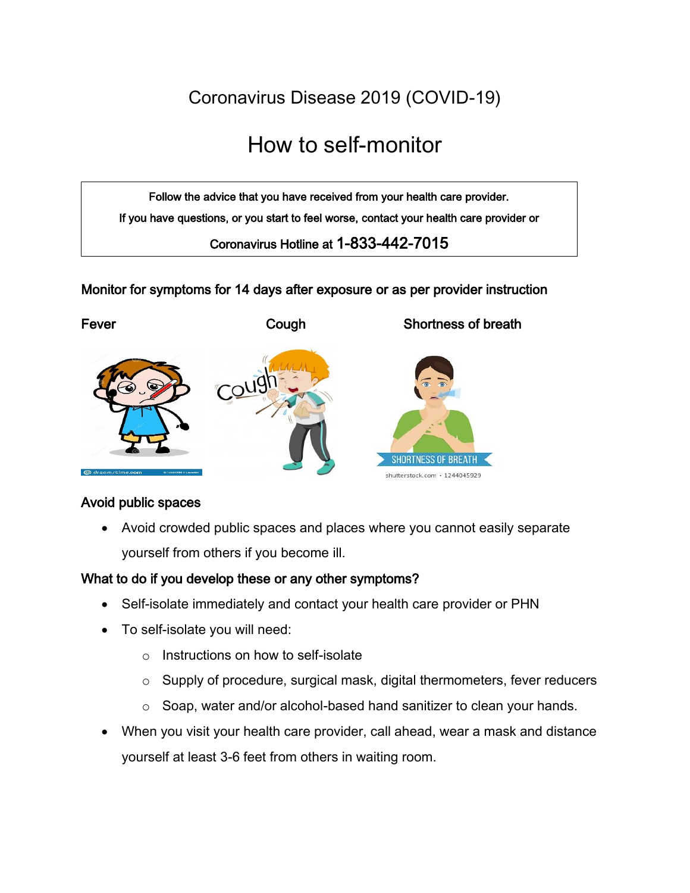# Coronavirus Disease 2019 (COVID-19)

## How to self-monitor

Follow the advice that you have received from your health care provider.

If you have questions, or you start to feel worse, contact your health care provider or

Coronavirus Hotline at **1-833-442-7015**

### Monitor for symptoms for 14 days after exposure or as per provider instruction

**Fever** | **Cough** | **Shortness of breath**

### Avoid public spaces

- Avoid crowded public spaces and places where you cannot easily separate yourself from others if you become ill.

### What to do if you develop these or any other symptoms?

- Self-isolate immediately and contact your health care provider or PHN
- To self-isolate you will need:
  - Instructions on how to self-isolate
  - Supply of procedure, surgical mask, digital thermometers, fever reducers
  - Soap, water and/or alcohol-based hand sanitizer to clean your hands.
- When you visit your health care provider, call ahead, wear a mask and distance yourself at least 3-6 feet from others in waiting room.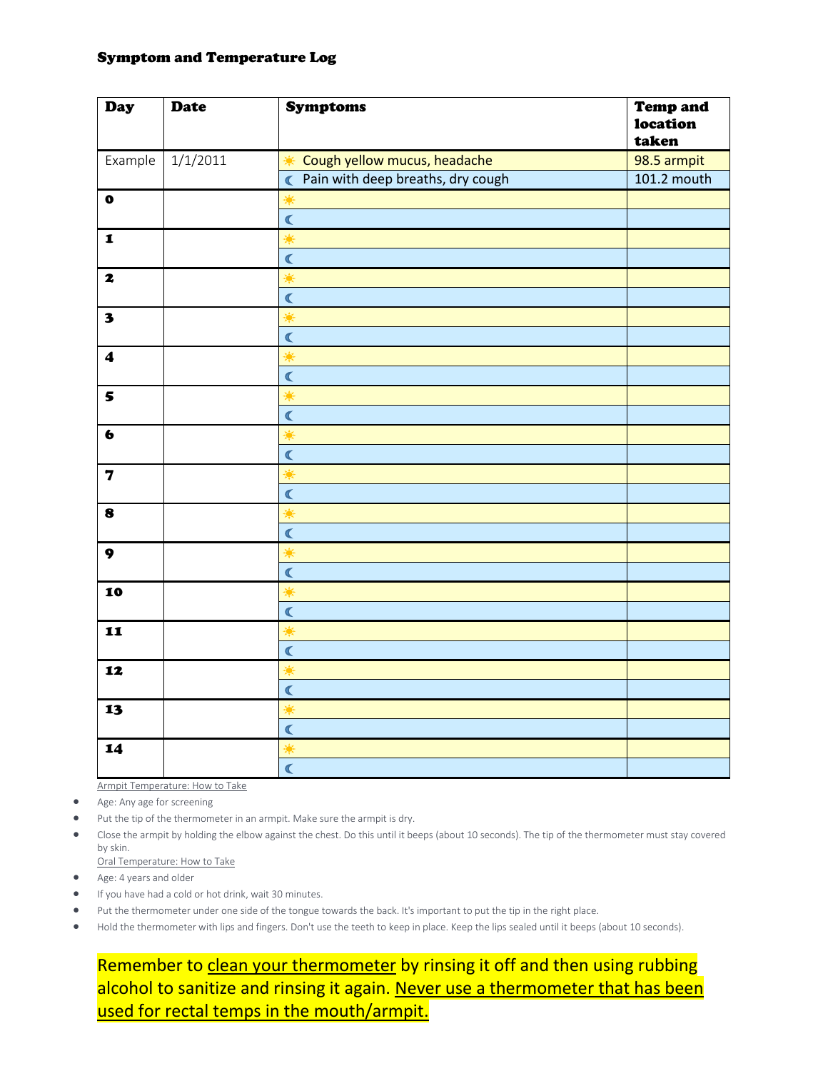### Symptom and Temperature Log

| Day | Date | Symptoms | Temp and location taken |
|---|---|---|---|
| Example | 1/1/2011 | ☀ Cough yellow mucus, headache | 98.5 armpit |
| | | ☾ Pain with deep breaths, dry cough | 101.2 mouth |
| 0 | | ☀ | |
| | | ☾ | |
| 1 | | ☀ | |
| | | ☾ | |
| 2 | | ☀ | |
| | | ☾ | |
| 3 | | ☀ | |
| | | ☾ | |
| 4 | | ☀ | |
| | | ☾ | |
| 5 | | ☀ | |
| | | ☾ | |
| 6 | | ☀ | |
| | | ☾ | |
| 7 | | ☀ | |
| | | ☾ | |
| 8 | | ☀ | |
| | | ☾ | |
| 9 | | ☀ | |
| | | ☾ | |
| 10 | | ☀ | |
| | | ☾ | |
| 11 | | ☀ | |
| | | ☾ | |
| 12 | | ☀ | |
| | | ☾ | |
| 13 | | ☀ | |
| | | ☾ | |
| 14 | | ☀ | |
| | | ☾ | |

Armpit Temperature: How to Take

- Age: Any age for screening
- Put the tip of the thermometer in an armpit. Make sure the armpit is dry.
- Close the armpit by holding the elbow against the chest. Do this until it beeps (about 10 seconds). The tip of the thermometer must stay covered by skin.

Oral Temperature: How to Take

- Age: 4 years and older
- If you have had a cold or hot drink, wait 30 minutes.
- Put the thermometer under one side of the tongue towards the back. It's important to put the tip in the right place.
- Hold the thermometer with lips and fingers. Don't use the teeth to keep in place. Keep the lips sealed until it beeps (about 10 seconds).

Remember to clean your thermometer by rinsing it off and then using rubbing alcohol to sanitize and rinsing it again. Never use a thermometer that has been used for rectal temps in the mouth/armpit.